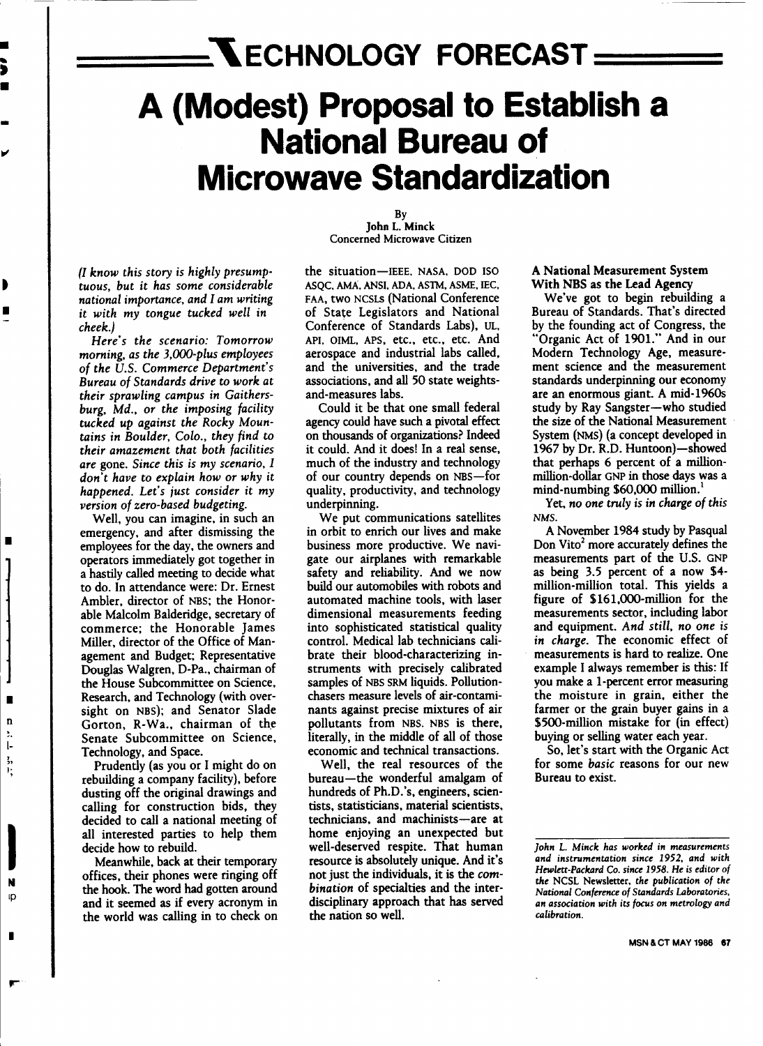# TECHNOLOGY FORECAST

# A (Modest) Proposal to Establish a National Bureau of Microwave Standardization

By
John L. Minck
Concerned Microwave Citizen

*(I know this story is highly presumptuous, but it has some considerable national importance, and I am writing it with my tongue tucked well in cheek.)*

*Here's the scenario: Tomorrow morning, as the 3,000-plus employees of the U.S. Commerce Department's Bureau of Standards drive to work at their sprawling campus in Gaithersburg, Md., or the imposing facility tucked up against the Rocky Mountains in Boulder, Colo., they find to their amazement that both facilities are gone. Since this is my scenario, I don't have to explain how or why it happened. Let's just consider it my version of zero-based budgeting.*

Well, you can imagine, in such an emergency, and after dismissing the employees for the day, the owners and operators immediately got together in a hastily called meeting to decide what to do. In attendance were: Dr. Ernest Ambler, director of NBS; the Honorable Malcolm Balderidge, secretary of commerce; the Honorable James Miller, director of the Office of Management and Budget; Representative Douglas Walgren, D-Pa., chairman of the House Subcommittee on Science, Research, and Technology (with oversight on NBS); and Senator Slade Gorton, R-Wa., chairman of the Senate Subcommittee on Science, Technology, and Space.

Prudently (as you or I might do on rebuilding a company facility), before dusting off the original drawings and calling for construction bids, they decided to call a national meeting of all interested parties to help them decide how to rebuild.

Meanwhile, back at their temporary offices, their phones were ringing off the hook. The word had gotten around and it seemed as if every acronym in the world was calling in to check on the situation—IEEE, NASA, DOD ISO ASQC, AMA, ANSI, ADA, ASTM, ASME, IEC, FAA, two NCSLs (National Conference of State Legislators and National Conference of Standards Labs), UL, API, OIML, APS, etc., etc., etc. And aerospace and industrial labs called, and the universities, and the trade associations, and all 50 state weights-and-measures labs.

Could it be that one small federal agency could have such a pivotal effect on thousands of organizations? Indeed it could. And it does! In a real sense, much of the industry and technology of our country depends on NBS—for quality, productivity, and technology underpinning.

We put communications satellites in orbit to enrich our lives and make business more productive. We navigate our airplanes with remarkable safety and reliability. And we now build our automobiles with robots and automated machine tools, with laser dimensional measurements feeding into sophisticated statistical quality control. Medical lab technicians calibrate their blood-characterizing instruments with precisely calibrated samples of NBS SRM liquids. Pollution-chasers measure levels of air-contaminants against precise mixtures of air pollutants from NBS. NBS is there, literally, in the middle of all of those economic and technical transactions.

Well, the real resources of the bureau—the wonderful amalgam of hundreds of Ph.D.'s, engineers, scientists, statisticians, material scientists, technicians, and machinists—are at home enjoying an unexpected but well-deserved respite. That human resource is absolutely unique. And it's not just the individuals, it is the *combination* of specialties and the interdisciplinary approach that has served the nation so well.

### A National Measurement System With NBS as the Lead Agency

We've got to begin rebuilding a Bureau of Standards. That's directed by the founding act of Congress, the "Organic Act of 1901." And in our Modern Technology Age, measurement science and the measurement standards underpinning our economy are an enormous giant. A mid-1960s study by Ray Sangster—who studied the size of the National Measurement System (NMS) (a concept developed in 1967 by Dr. R.D. Huntoon)—showed that perhaps 6 percent of a million-million-dollar GNP in those days was a mind-numbing $60,000 million.[1]

Yet, *no one truly is in charge of this NMS.*

A November 1984 study by Pasqual Don Vito[2] more accurately defines the measurements part of the U.S. GNP as being 3.5 percent of a now $4-million-million total. This yields a figure of $161,000-million for the measurements sector, including labor and equipment. *And still, no one is in charge.* The economic effect of measurements is hard to realize. One example I always remember is this: If you make a 1-percent error measuring the moisture in grain, either the farmer or the grain buyer gains in a $500-million mistake for (in effect) buying or selling water each year.

So, let's start with the Organic Act for some *basic* reasons for our new Bureau to exist.

*John L. Minck has worked in measurements and instrumentation since 1952, and with Hewlett-Packard Co. since 1958. He is editor of the* NCSL Newsletter, *the publication of the National Conference of Standards Laboratories, an association with its focus on metrology and calibration.*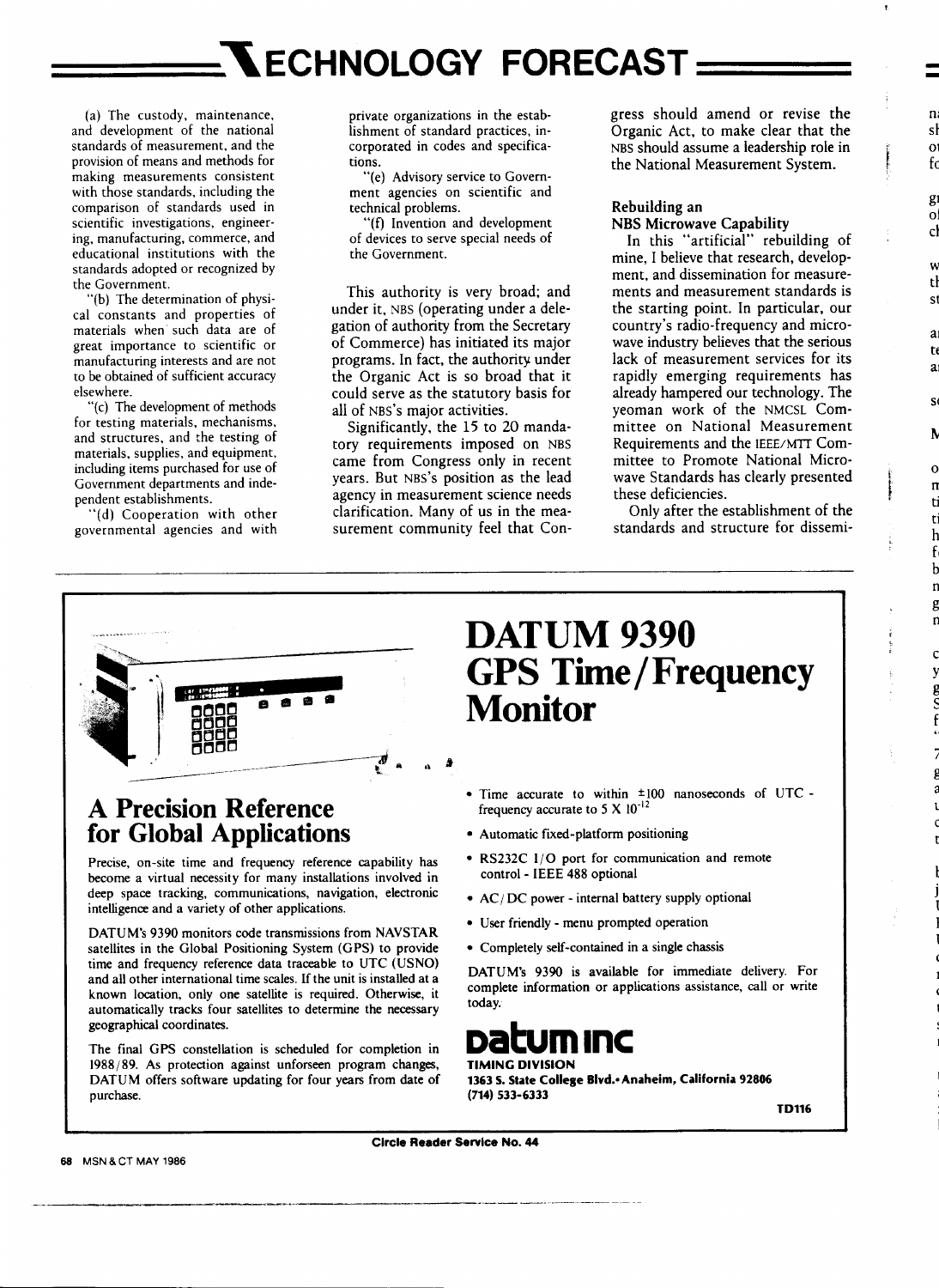(a) The custody, maintenance, and development of the national standards of measurement, and the provision of means and methods for making measurements consistent with those standards, including the comparison of standards used in scientific investigations, engineering, manufacturing, commerce, and educational institutions with the standards adopted or recognized by the Government.

"(b) The determination of physical constants and properties of materials when such data are of great importance to scientific or manufacturing interests and are not to be obtained of sufficient accuracy elsewhere.

"(c) The development of methods for testing materials, mechanisms, and structures, and the testing of materials, supplies, and equipment, including items purchased for use of Government departments and independent establishments.

"(d) Cooperation with other governmental agencies and with private organizations in the establishment of standard practices, incorporated in codes and specifications.

"(e) Advisory service to Government agencies on scientific and technical problems.

"(f) Invention and development of devices to serve special needs of the Government.

This authority is very broad; and under it, NBS (operating under a delegation of authority from the Secretary of Commerce) has initiated its major programs. In fact, the authority under the Organic Act is so broad that it could serve as the statutory basis for all of NBS's major activities.

Significantly, the 15 to 20 mandatory requirements imposed on NBS came from Congress only in recent years. But NBS's position as the lead agency in measurement science needs clarification. Many of us in the measurement community feel that Congress should amend or revise the Organic Act, to make clear that the NBS should assume a leadership role in the National Measurement System.

### Rebuilding an NBS Microwave Capability

In this "artificial" rebuilding of mine, I believe that research, development, and dissemination for measurements and measurement standards is the starting point. In particular, our country's radio-frequency and microwave industry believes that the serious lack of measurement services for its rapidly emerging requirements has already hampered our technology. The yeoman work of the NMCSL Committee on National Measurement Requirements and the IEEE/MTT Committee to Promote National Microwave Standards has clearly presented these deficiencies.

Only after the establishment of the standards and structure for dissemi-

---

# DATUM 9390 GPS Time/Frequency Monitor

## A Precision Reference for Global Applications

Precise, on-site time and frequency reference capability has become a virtual necessity for many installations involved in deep space tracking, communications, navigation, electronic intelligence and a variety of other applications.

DATUM's 9390 monitors code transmissions from NAVSTAR satellites in the Global Positioning System (GPS) to provide time and frequency reference data traceable to UTC (USNO) and all other international time scales. If the unit is installed at a known location, only one satellite is required. Otherwise, it automatically tracks four satellites to determine the necessary geographical coordinates.

The final GPS constellation is scheduled for completion in 1988/89. As protection against unforseen program changes, DATUM offers software updating for four years from date of purchase.

- Time accurate to within ±100 nanoseconds of UTC - frequency accurate to $5 \times 10^{-12}$
- Automatic fixed-platform positioning
- RS232C I/O port for communication and remote control - IEEE 488 optional
- AC/DC power - internal battery supply optional
- User friendly - menu prompted operation
- Completely self-contained in a single chassis

DATUM's 9390 is available for immediate delivery. For complete information or applications assistance, call or write today.

**datum inc**
**TIMING DIVISION**
**1363 S. State College Blvd.•Anaheim, California 92806**
**(714) 533-6333**

**TD116**

**Circle Reader Service No. 44**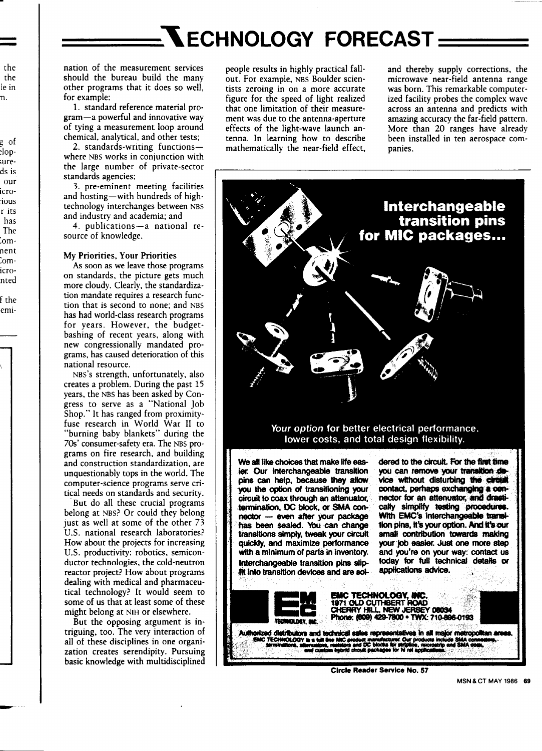# TECHNOLOGY FORECAST

nation of the measurement services should the bureau build the many other programs that it does so well, for example:

1. standard reference material program—a powerful and innovative way of tying a measurement loop around chemical, analytical, and other tests;
2. standards-writing functions—where NBS works in conjunction with the large number of private-sector standards agencies;
3. pre-eminent meeting facilities and hosting—with hundreds of high-technology interchanges between NBS and industry and academia; and
4. publications—a national resource of knowledge.

### My Priorities, Your Priorities

As soon as we leave those programs on standards, the picture gets much more cloudy. Clearly, the standardization mandate requires a research function that is second to none; and NBS has had world-class research programs for years. However, the budget-bashing of recent years, along with new congressionally mandated programs, has caused deterioration of this national resource.

NBS's strength, unfortunately, also creates a problem. During the past 15 years, the NBS has been asked by Congress to serve as a "National Job Shop." It has ranged from proximity-fuse research in World War II to "burning baby blankets" during the 70s' consumer-safety era. The NBS programs on fire research, and building and construction standardization, are unquestionably tops in the world. The computer-science programs serve critical needs on standards and security.

But do all these crucial programs belong at NBS? Or could they belong just as well at some of the other 73 U.S. national research laboratories? How about the projects for increasing U.S. productivity: robotics, semiconductor technologies, the cold-neutron reactor project? How about programs dealing with medical and pharmaceutical technology? It would seem to some of us that at least some of these might belong at NIH or elsewhere.

But the opposing argument is intriguing, too. The very interaction of all of these disciplines in one organization creates serendipity. Pursuing basic knowledge with multidisciplined people results in highly practical fallout. For example, NBS Boulder scientists zeroing in on a more accurate figure for the speed of light realized that one limitation of their measurement was due to the antenna-aperture effects of the light-wave launch antenna. In learning how to describe mathematically the near-field effect, and thereby supply corrections, the microwave near-field antenna range was born. This remarkable computerized facility probes the complex wave across an antenna and predicts with amazing accuracy the far-field pattern. More than 20 ranges have already been installed in ten aerospace companies.

---

## Interchangeable transition pins for MIC packages...

*Your option* for better electrical performance, lower costs, and total design flexibility.

We all like choices that make life easier. Our interchangeable transition pins can help, because they allow you the option of transitioning your circuit to coax through an attenuator, termination, DC block, or SMA connector — even after your package has been sealed. You can change transitions simply, tweak your circuit quickly, and maximize performance with a minimum of parts in inventory. Interchangeable transition pins slip-fit into transition devices and are soldered to the circuit. For the first time you can remove your transition device without disturbing the circuit contact, perhaps exchanging a connector for an attenuator, and drastically simplify testing procedures. With EMC's interchangeable transition pins, it's your option. And it's our small contribution towards making your job easier. Just one more step and you're on your way: contact us today for full technical details or applications advice.

**EMC TECHNOLOGY, INC.**
**1971 OLD CUTHBERT ROAD**
**CHERRY HILL, NEW JERSEY 08034**
**Phone: (609) 429-7800 • TWX: 710-896-0193**

Authorized distributors and technical sales representatives in all major metropolitan areas.
EMC TECHNOLOGY is a full line MIC product manufacturer. Our products include SMA connectors, terminations, attenuators, resistors and DC blocks for stripline, microstrip and SMA coax, and custom hybrid circuit packages for hi rel applications.

Circle Reader Service No. 57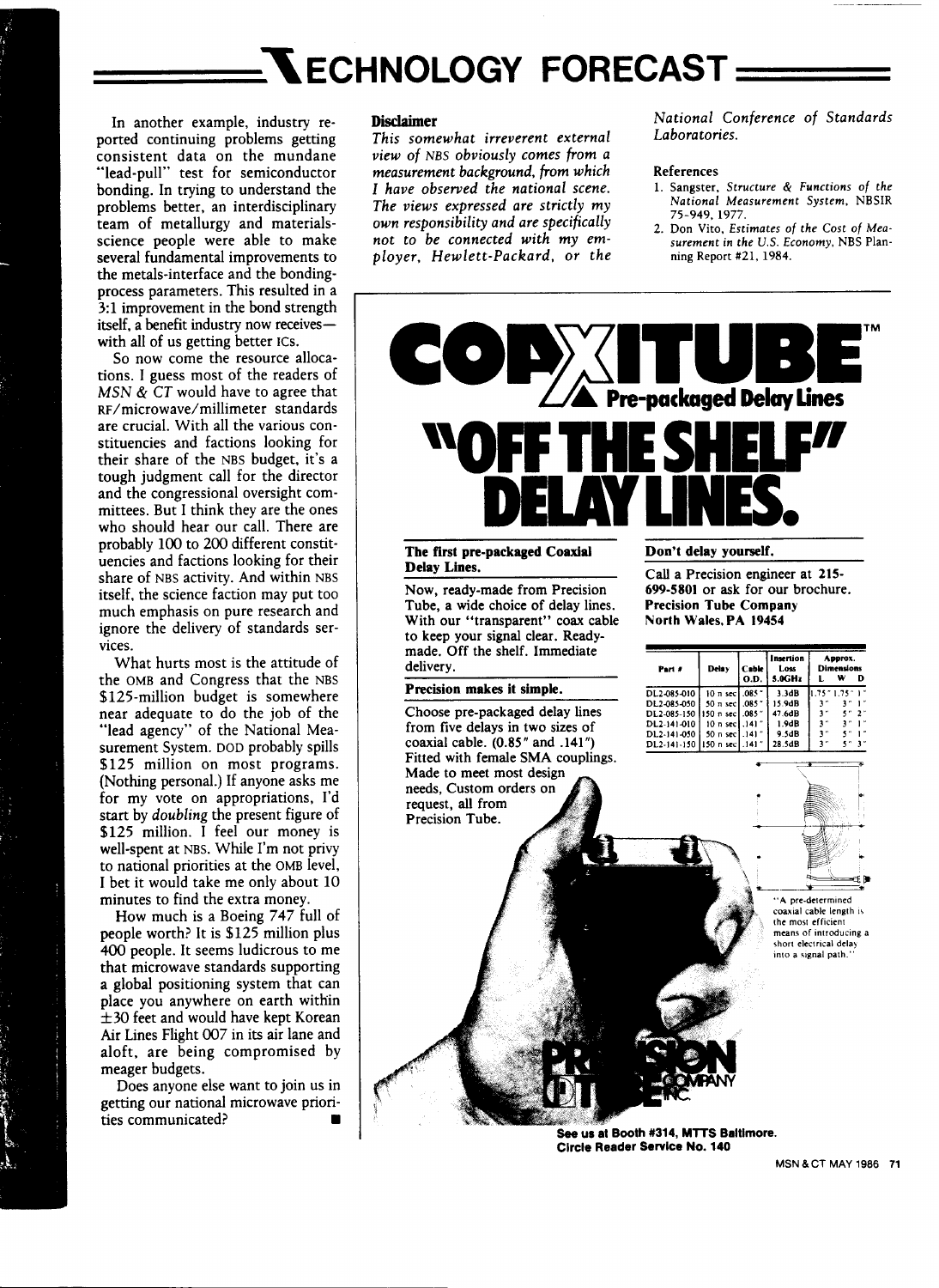In another example, industry reported continuing problems getting consistent data on the mundane "lead-pull" test for semiconductor bonding. In trying to understand the problems better, an interdisciplinary team of metallurgy and materials-science people were able to make several fundamental improvements to the metals-interface and the bonding-process parameters. This resulted in a 3:1 improvement in the bond strength itself, a benefit industry now receives—with all of us getting better ICs.

So now come the resource allocations. I guess most of the readers of *MSN & CT* would have to agree that RF/microwave/millimeter standards are crucial. With all the various constituencies and factions looking for their share of the NBS budget, it's a tough judgment call for the director and the congressional oversight committees. But I think they are the ones who should hear our call. There are probably 100 to 200 different constituencies and factions looking for their share of NBS activity. And within NBS itself, the science faction may put too much emphasis on pure research and ignore the delivery of standards services.

What hurts most is the attitude of the OMB and Congress that the NBS $125-million budget is somewhere near adequate to do the job of the "lead agency" of the National Measurement System. DOD probably spills $125 million on most programs. (Nothing personal.) If anyone asks me for my vote on appropriations, I'd start by *doubling* the present figure of $125 million. I feel our money is well-spent at NBS. While I'm not privy to national priorities at the OMB level, I bet it would take me only about 10 minutes to find the extra money.

How much is a Boeing 747 full of people worth? It is $125 million plus 400 people. It seems ludicrous to me that microwave standards supporting a global positioning system that can place you anywhere on earth within ±30 feet and would have kept Korean Air Lines Flight 007 in its air lane and aloft, are being compromised by meager budgets.

Does anyone else want to join us in getting our national microwave priorities communicated? ■

### Disclaimer

*This somewhat irreverent external view of NBS obviously comes from a measurement background, from which I have observed the national scene. The views expressed are strictly my own responsibility and are specifically not to be connected with my employer, Hewlett-Packard, or the National Conference of Standards Laboratories.*

### References

1. Sangster, *Structure & Functions of the National Measurement System*, NBSIR 75-949, 1977.
2. Don Vito, *Estimates of the Cost of Measurement in the U.S. Economy*, NBS Planning Report #21, 1984.

---

# COAXITUBE™ Pre-packaged Delay Lines

# "OFF THE SHELF" DELAY LINES.

**The first pre-packaged Coaxial Delay Lines.**

Now, ready-made from Precision Tube, a wide choice of delay lines. With our "transparent" coax cable to keep your signal clear. Ready-made. Off the shelf. Immediate delivery.

**Precision makes it simple.**

Choose pre-packaged delay lines from five delays in two sizes of coaxial cable. (0.85" and .141") Fitted with female SMA couplings. Made to meet most design needs. Custom orders on request, all from Precision Tube.

**Don't delay yourself.**

Call a Precision engineer at **215-699-5801** or ask for our brochure.
**Precision Tube Company**
**North Wales, PA 19454**

| Part # | Delay | Cable O.D. | Insertion Loss 5.0GHz | Approx. Dimensions L | W | D |
|---|---|---|---|---|---|---|
| DL2-085-010 | 10 n sec | .085" | 3.3dB | 1.75" | 1.75" | 1" |
| DL2-085-050 | 50 n sec | .085" | 15.9dB | 3" | 3" | 1" |
| DL2-085-150 | 150 n sec | .085" | 47.6dB | 3" | 5" | 2" |
| DL2-141-010 | 10 n sec | .141" | 1.9dB | 3" | 3" | 1" |
| DL2-141-050 | 50 n sec | .141" | 9.5dB | 3" | 5" | 1" |
| DL2-141-150 | 150 n sec | .141" | 28.5dB | 3" | 5" | 3" |

"A pre-determined coaxial cable length is the most efficient means of introducing a short electrical delay into a signal path."

PRECISION TUBE COMPANY INC.

**See us at Booth #314, MTTS Baltimore.**
**Circle Reader Service No. 140**